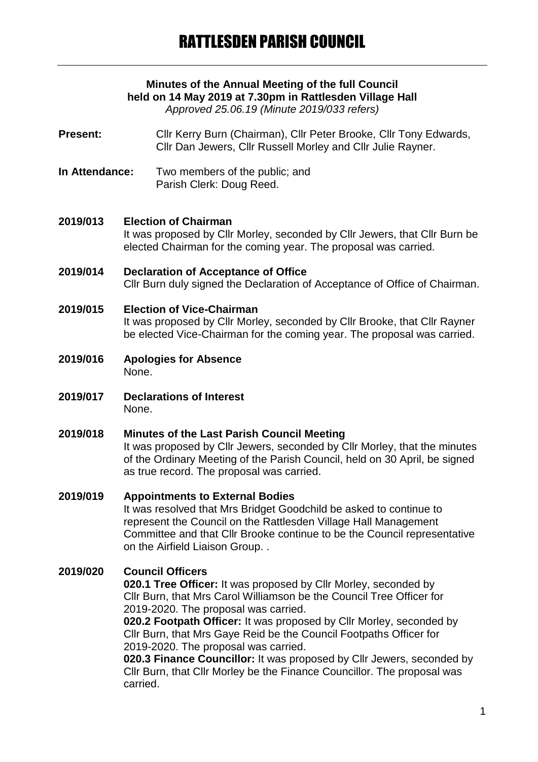# RATTLESDEN PARISH COUNCIL

**Minutes of the Annual Meeting of the full Council held on 14 May 2019 at 7.30pm in Rattlesden Village Hall**
*Approved 25.06.19 (Minute 2019/033 refers)*

**Present:** Cllr Kerry Burn (Chairman), Cllr Peter Brooke, Cllr Tony Edwards, Cllr Dan Jewers, Cllr Russell Morley and Cllr Julie Rayner.

**In Attendance:** Two members of the public; and Parish Clerk: Doug Reed.

**2019/013 Election of Chairman**
It was proposed by Cllr Morley, seconded by Cllr Jewers, that Cllr Burn be elected Chairman for the coming year. The proposal was carried.

**2019/014 Declaration of Acceptance of Office**
Cllr Burn duly signed the Declaration of Acceptance of Office of Chairman.

**2019/015 Election of Vice-Chairman**
It was proposed by Cllr Morley, seconded by Cllr Brooke, that Cllr Rayner be elected Vice-Chairman for the coming year. The proposal was carried.

**2019/016 Apologies for Absence**
None.

**2019/017 Declarations of Interest**
None.

**2019/018 Minutes of the Last Parish Council Meeting**
It was proposed by Cllr Jewers, seconded by Cllr Morley, that the minutes of the Ordinary Meeting of the Parish Council, held on 30 April, be signed as true record. The proposal was carried.

**2019/019 Appointments to External Bodies**
It was resolved that Mrs Bridget Goodchild be asked to continue to represent the Council on the Rattlesden Village Hall Management Committee and that Cllr Brooke continue to be the Council representative on the Airfield Liaison Group. .

**2019/020 Council Officers**
**020.1 Tree Officer:** It was proposed by Cllr Morley, seconded by Cllr Burn, that Mrs Carol Williamson be the Council Tree Officer for 2019-2020. The proposal was carried.
**020.2 Footpath Officer:** It was proposed by Cllr Morley, seconded by Cllr Burn, that Mrs Gaye Reid be the Council Footpaths Officer for 2019-2020. The proposal was carried.
**020.3 Finance Councillor:** It was proposed by Cllr Jewers, seconded by Cllr Burn, that Cllr Morley be the Finance Councillor. The proposal was carried.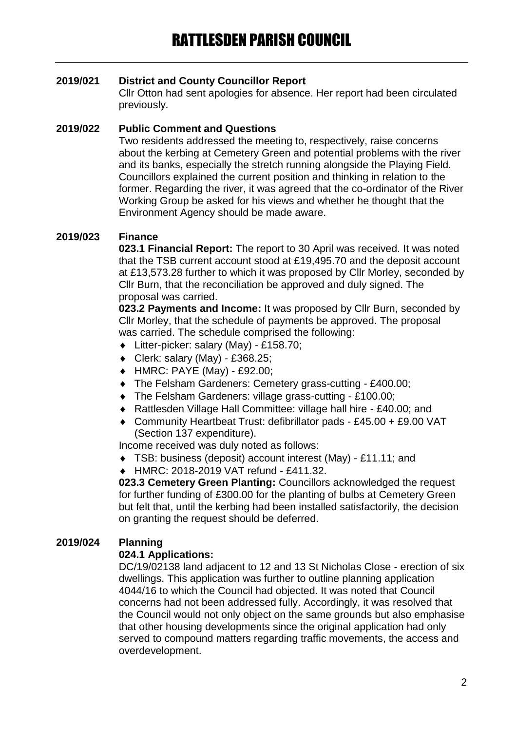### 2019/021 District and County Councillor Report

Cllr Otton had sent apologies for absence. Her report had been circulated previously.

### 2019/022 Public Comment and Questions

Two residents addressed the meeting to, respectively, raise concerns about the kerbing at Cemetery Green and potential problems with the river and its banks, especially the stretch running alongside the Playing Field. Councillors explained the current position and thinking in relation to the former. Regarding the river, it was agreed that the co-ordinator of the River Working Group be asked for his views and whether he thought that the Environment Agency should be made aware.

### 2019/023 Finance

**023.1 Financial Report:** The report to 30 April was received. It was noted that the TSB current account stood at £19,495.70 and the deposit account at £13,573.28 further to which it was proposed by Cllr Morley, seconded by Cllr Burn, that the reconciliation be approved and duly signed. The proposal was carried.

**023.2 Payments and Income:** It was proposed by Cllr Burn, seconded by Cllr Morley, that the schedule of payments be approved. The proposal was carried. The schedule comprised the following:

- Litter-picker: salary (May) - £158.70;
- Clerk: salary (May) - £368.25;
- HMRC: PAYE (May) - £92.00;
- The Felsham Gardeners: Cemetery grass-cutting - £400.00;
- The Felsham Gardeners: village grass-cutting - £100.00;
- Rattlesden Village Hall Committee: village hall hire - £40.00; and
- Community Heartbeat Trust: defibrillator pads - £45.00 + £9.00 VAT (Section 137 expenditure).

Income received was duly noted as follows:

- TSB: business (deposit) account interest (May) - £11.11; and
- HMRC: 2018-2019 VAT refund - £411.32.

**023.3 Cemetery Green Planting:** Councillors acknowledged the request for further funding of £300.00 for the planting of bulbs at Cemetery Green but felt that, until the kerbing had been installed satisfactorily, the decision on granting the request should be deferred.

### 2019/024 Planning

**024.1 Applications:**

DC/19/02138 land adjacent to 12 and 13 St Nicholas Close - erection of six dwellings. This application was further to outline planning application 4044/16 to which the Council had objected. It was noted that Council concerns had not been addressed fully. Accordingly, it was resolved that the Council would not only object on the same grounds but also emphasise that other housing developments since the original application had only served to compound matters regarding traffic movements, the access and overdevelopment.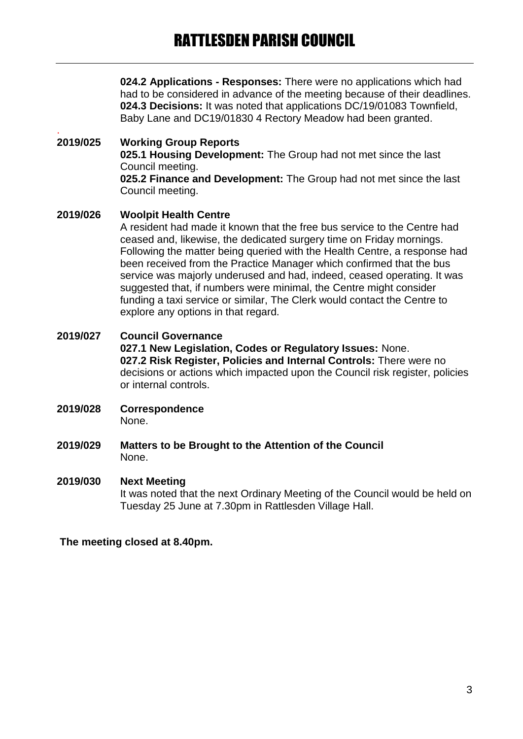**024.2 Applications - Responses:** There were no applications which had had to be considered in advance of the meeting because of their deadlines.
**024.3 Decisions:** It was noted that applications DC/19/01083 Townfield, Baby Lane and DC19/01830 4 Rectory Meadow had been granted.

.

**2019/025 Working Group Reports**

**025.1 Housing Development:** The Group had not met since the last Council meeting.
**025.2 Finance and Development:** The Group had not met since the last Council meeting.

**2019/026 Woolpit Health Centre**

A resident had made it known that the free bus service to the Centre had ceased and, likewise, the dedicated surgery time on Friday mornings. Following the matter being queried with the Health Centre, a response had been received from the Practice Manager which confirmed that the bus service was majorly underused and had, indeed, ceased operating. It was suggested that, if numbers were minimal, the Centre might consider funding a taxi service or similar, The Clerk would contact the Centre to explore any options in that regard.

**2019/027 Council Governance**

**027.1 New Legislation, Codes or Regulatory Issues:** None.
**027.2 Risk Register, Policies and Internal Controls:** There were no decisions or actions which impacted upon the Council risk register, policies or internal controls.

**2019/028 Correspondence**

None.

**2019/029 Matters to be Brought to the Attention of the Council**

None.

**2019/030 Next Meeting**

It was noted that the next Ordinary Meeting of the Council would be held on Tuesday 25 June at 7.30pm in Rattlesden Village Hall.

**The meeting closed at 8.40pm.**